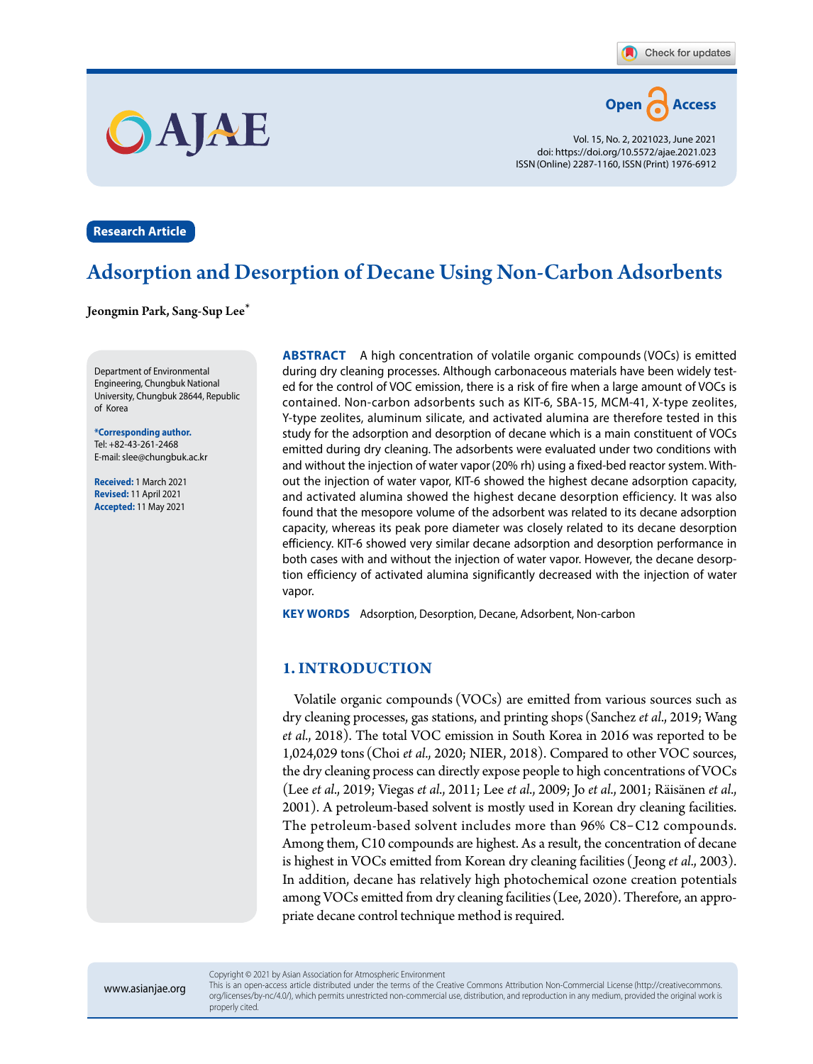Research Article

# Adsorption and Desorption of Decane Using Non-Carbon Adsorbents

**Jeongmin Park, Sang-Sup Lee***

Department of Environmental Engineering, Chungbuk National University, Chungbuk 28644, Republic of Korea

**\*Corresponding author.**
Tel: +82-43-261-2468
E-mail: slee@chungbuk.ac.kr

**Received:** 1 March 2021
**Revised:** 11 April 2021
**Accepted:** 11 May 2021

**ABSTRACT** A high concentration of volatile organic compounds (VOCs) is emitted during dry cleaning processes. Although carbonaceous materials have been widely tested for the control of VOC emission, there is a risk of fire when a large amount of VOCs is contained. Non-carbon adsorbents such as KIT-6, SBA-15, MCM-41, X-type zeolites, Y-type zeolites, aluminum silicate, and activated alumina are therefore tested in this study for the adsorption and desorption of decane which is a main constituent of VOCs emitted during dry cleaning. The adsorbents were evaluated under two conditions with and without the injection of water vapor (20% rh) using a fixed-bed reactor system. Without the injection of water vapor, KIT-6 showed the highest decane adsorption capacity, and activated alumina showed the highest decane desorption efficiency. It was also found that the mesopore volume of the adsorbent was related to its decane adsorption capacity, whereas its peak pore diameter was closely related to its decane desorption efficiency. KIT-6 showed very similar decane adsorption and desorption performance in both cases with and without the injection of water vapor. However, the decane desorption efficiency of activated alumina significantly decreased with the injection of water vapor.

**KEY WORDS** Adsorption, Desorption, Decane, Adsorbent, Non-carbon

## 1. INTRODUCTION

Volatile organic compounds (VOCs) are emitted from various sources such as dry cleaning processes, gas stations, and printing shops (Sanchez *et al.*, 2019; Wang *et al.*, 2018). The total VOC emission in South Korea in 2016 was reported to be 1,024,029 tons (Choi *et al.*, 2020; NIER, 2018). Compared to other VOC sources, the dry cleaning process can directly expose people to high concentrations of VOCs (Lee *et al.*, 2019; Viegas *et al.*, 2011; Lee *et al.*, 2009; Jo *et al.*, 2001; Räisänen *et al.*, 2001). A petroleum-based solvent is mostly used in Korean dry cleaning facilities. The petroleum-based solvent includes more than 96% C8–C12 compounds. Among them, C10 compounds are highest. As a result, the concentration of decane is highest in VOCs emitted from Korean dry cleaning facilities (Jeong *et al.*, 2003). In addition, decane has relatively high photochemical ozone creation potentials among VOCs emitted from dry cleaning facilities (Lee, 2020). Therefore, an appropriate decane control technique method is required.

Copyright © 2021 by Asian Association for Atmospheric Environment
This is an open-access article distributed under the terms of the Creative Commons Attribution Non-Commercial License (http://creativecommons.org/licenses/by-nc/4.0/), which permits unrestricted non-commercial use, distribution, and reproduction in any medium, provided the original work is properly cited.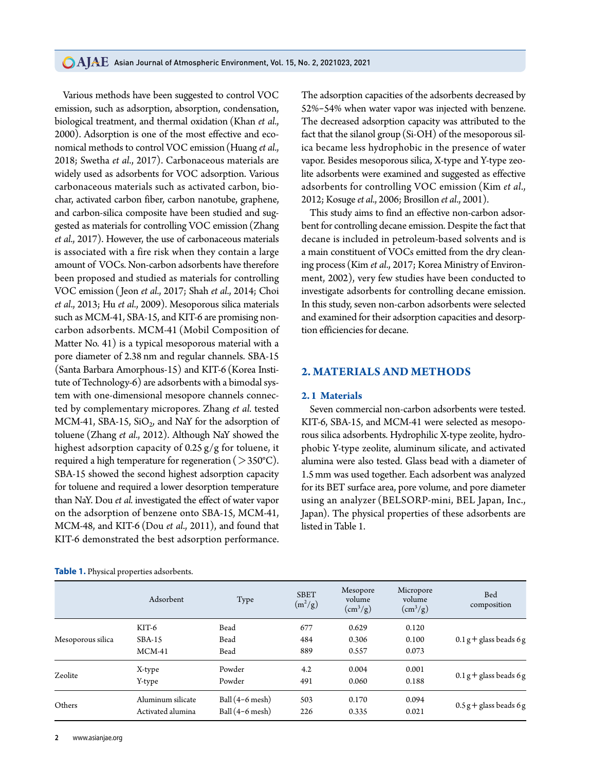Various methods have been suggested to control VOC emission, such as adsorption, absorption, condensation, biological treatment, and thermal oxidation (Khan *et al.*, 2000). Adsorption is one of the most effective and economical methods to control VOC emission (Huang *et al.*, 2018; Swetha *et al.*, 2017). Carbonaceous materials are widely used as adsorbents for VOC adsorption. Various carbonaceous materials such as activated carbon, biochar, activated carbon fiber, carbon nanotube, graphene, and carbon-silica composite have been studied and suggested as materials for controlling VOC emission (Zhang *et al.*, 2017). However, the use of carbonaceous materials is associated with a fire risk when they contain a large amount of VOCs. Non-carbon adsorbents have therefore been proposed and studied as materials for controlling VOC emission (Jeon *et al.*, 2017; Shah *et al.*, 2014; Choi *et al.*, 2013; Hu *et al.*, 2009). Mesoporous silica materials such as MCM-41, SBA-15, and KIT-6 are promising non-carbon adsorbents. MCM-41 (Mobil Composition of Matter No. 41) is a typical mesoporous material with a pore diameter of 2.38 nm and regular channels. SBA-15 (Santa Barbara Amorphous-15) and KIT-6 (Korea Institute of Technology-6) are adsorbents with a bimodal system with one-dimensional mesopore channels connected by complementary micropores. Zhang *et al.* tested MCM-41, SBA-15, $SiO_2$, and NaY for the adsorption of toluene (Zhang *et al.*, 2012). Although NaY showed the highest adsorption capacity of 0.25 g/g for toluene, it required a high temperature for regeneration (>350°C). SBA-15 showed the second highest adsorption capacity for toluene and required a lower desorption temperature than NaY. Dou *et al.* investigated the effect of water vapor on the adsorption of benzene onto SBA-15, MCM-41, MCM-48, and KIT-6 (Dou *et al.*, 2011), and found that KIT-6 demonstrated the best adsorption performance. The adsorption capacities of the adsorbents decreased by 52%–54% when water vapor was injected with benzene. The decreased adsorption capacity was attributed to the fact that the silanol group (Si-OH) of the mesoporous silica became less hydrophobic in the presence of water vapor. Besides mesoporous silica, X-type and Y-type zeolite adsorbents were examined and suggested as effective adsorbents for controlling VOC emission (Kim *et al.*, 2012; Kosuge *et al.*, 2006; Brosillon *et al.*, 2001).

This study aims to find an effective non-carbon adsorbent for controlling decane emission. Despite the fact that decane is included in petroleum-based solvents and is a main constituent of VOCs emitted from the dry cleaning process (Kim *et al.*, 2017; Korea Ministry of Environment, 2002), very few studies have been conducted to investigate adsorbents for controlling decane emission. In this study, seven non-carbon adsorbents were selected and examined for their adsorption capacities and desorption efficiencies for decane.

## 2. MATERIALS AND METHODS

### 2.1 Materials

Seven commercial non-carbon adsorbents were tested. KIT-6, SBA-15, and MCM-41 were selected as mesoporous silica adsorbents. Hydrophilic X-type zeolite, hydrophobic Y-type zeolite, aluminum silicate, and activated alumina were also tested. Glass bead with a diameter of 1.5 mm was used together. Each adsorbent was analyzed for its BET surface area, pore volume, and pore diameter using an analyzer (BELSORP-mini, BEL Japan, Inc., Japan). The physical properties of these adsorbents are listed in Table 1.

**Table 1.** Physical properties adsorbents.

| | Adsorbent | Type | SBET ($m^2/g$) | Mesopore volume ($cm^3/g$) | Micropore volume ($cm^3/g$) | Bed composition |
|---|---|---|---|---|---|---|
| Mesoporous silica | KIT-6 | Bead | 677 | 0.629 | 0.120 | 0.1 g + glass beads 6 g |
| | SBA-15 | Bead | 484 | 0.306 | 0.100 | |
| | MCM-41 | Bead | 889 | 0.557 | 0.073 | |
| Zeolite | X-type | Powder | 4.2 | 0.004 | 0.001 | 0.1 g + glass beads 6 g |
| | Y-type | Powder | 491 | 0.060 | 0.188 | |
| Others | Aluminum silicate | Ball (4–6 mesh) | 503 | 0.170 | 0.094 | 0.5 g + glass beads 6 g |
| | Activated alumina | Ball (4–6 mesh) | 226 | 0.335 | 0.021 | |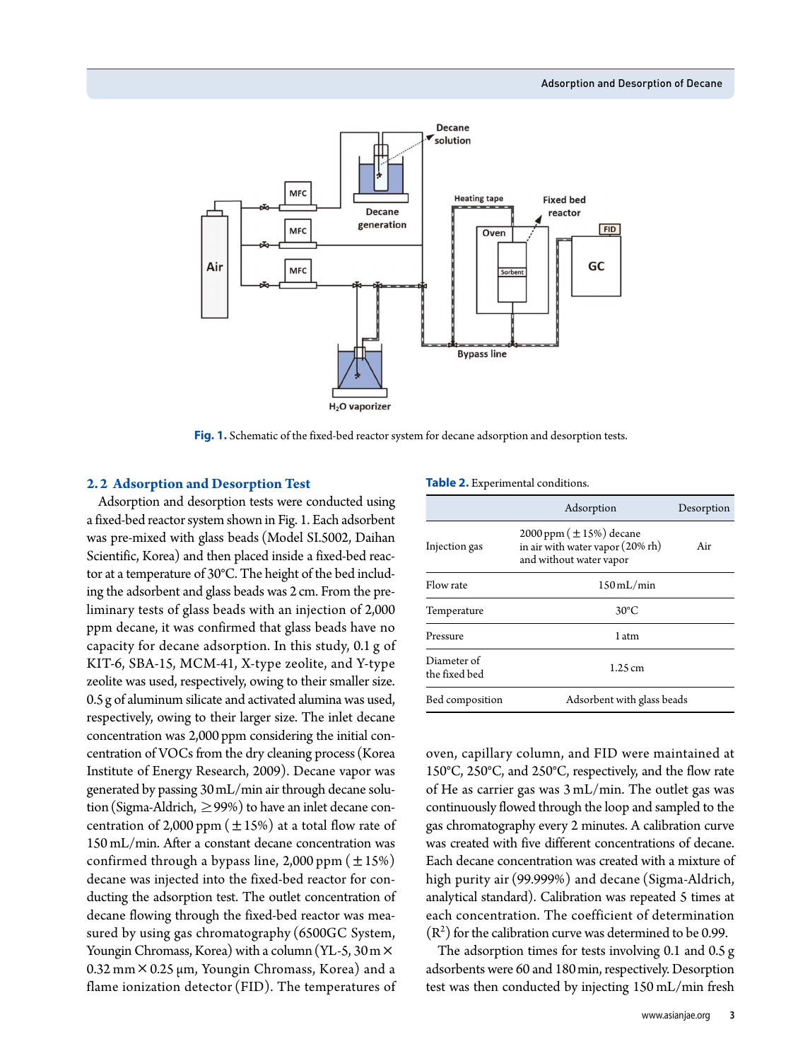Decane solution

MFC

MFC

MFC

Decane generation

Heating tape

Fixed bed reactor

FID

Oven

Sorbent

GC

Air

Bypass line

$H_2O$ vaporizer

**Fig. 1.** Schematic of the fixed-bed reactor system for decane adsorption and desorption tests.

## 2.2 Adsorption and Desorption Test

Adsorption and desorption tests were conducted using a fixed-bed reactor system shown in Fig. 1. Each adsorbent was pre-mixed with glass beads (Model SI.5002, Daihan Scientific, Korea) and then placed inside a fixed-bed reactor at a temperature of 30°C. The height of the bed including the adsorbent and glass beads was 2 cm. From the preliminary tests of glass beads with an injection of 2,000 ppm decane, it was confirmed that glass beads have no capacity for decane adsorption. In this study, 0.1 g of KIT-6, SBA-15, MCM-41, X-type zeolite, and Y-type zeolite was used, respectively, owing to their smaller size. 0.5 g of aluminum silicate and activated alumina was used, respectively, owing to their larger size. The inlet decane concentration was 2,000 ppm considering the initial concentration of VOCs from the dry cleaning process (Korea Institute of Energy Research, 2009). Decane vapor was generated by passing 30 mL/min air through decane solution (Sigma-Aldrich, ≥99%) to have an inlet decane concentration of 2,000 ppm (±15%) at a total flow rate of 150 mL/min. After a constant decane concentration was confirmed through a bypass line, 2,000 ppm (±15%) decane was injected into the fixed-bed reactor for conducting the adsorption test. The outlet concentration of decane flowing through the fixed-bed reactor was measured by using gas chromatography (6500GC System, Youngin Chromass, Korea) with a column (YL-5, 30 m × 0.32 mm × 0.25 μm, Youngin Chromass, Korea) and a flame ionization detector (FID). The temperatures of

**Table 2.** Experimental conditions.

| | Adsorption | Desorption |
|---|---|---|
| Injection gas | 2000 ppm (±15%) decane in air with water vapor (20% rh) and without water vapor | Air |
| Flow rate | 150 mL/min | |
| Temperature | 30°C | |
| Pressure | 1 atm | |
| Diameter of the fixed bed | 1.25 cm | |
| Bed composition | Adsorbent with glass beads | |

oven, capillary column, and FID were maintained at 150°C, 250°C, and 250°C, respectively, and the flow rate of He as carrier gas was 3 mL/min. The outlet gas was continuously flowed through the loop and sampled to the gas chromatography every 2 minutes. A calibration curve was created with five different concentrations of decane. Each decane concentration was created with a mixture of high purity air (99.999%) and decane (Sigma-Aldrich, analytical standard). Calibration was repeated 5 times at each concentration. The coefficient of determination ($R^2$) for the calibration curve was determined to be 0.99.

The adsorption times for tests involving 0.1 and 0.5 g adsorbents were 60 and 180 min, respectively. Desorption test was then conducted by injecting 150 mL/min fresh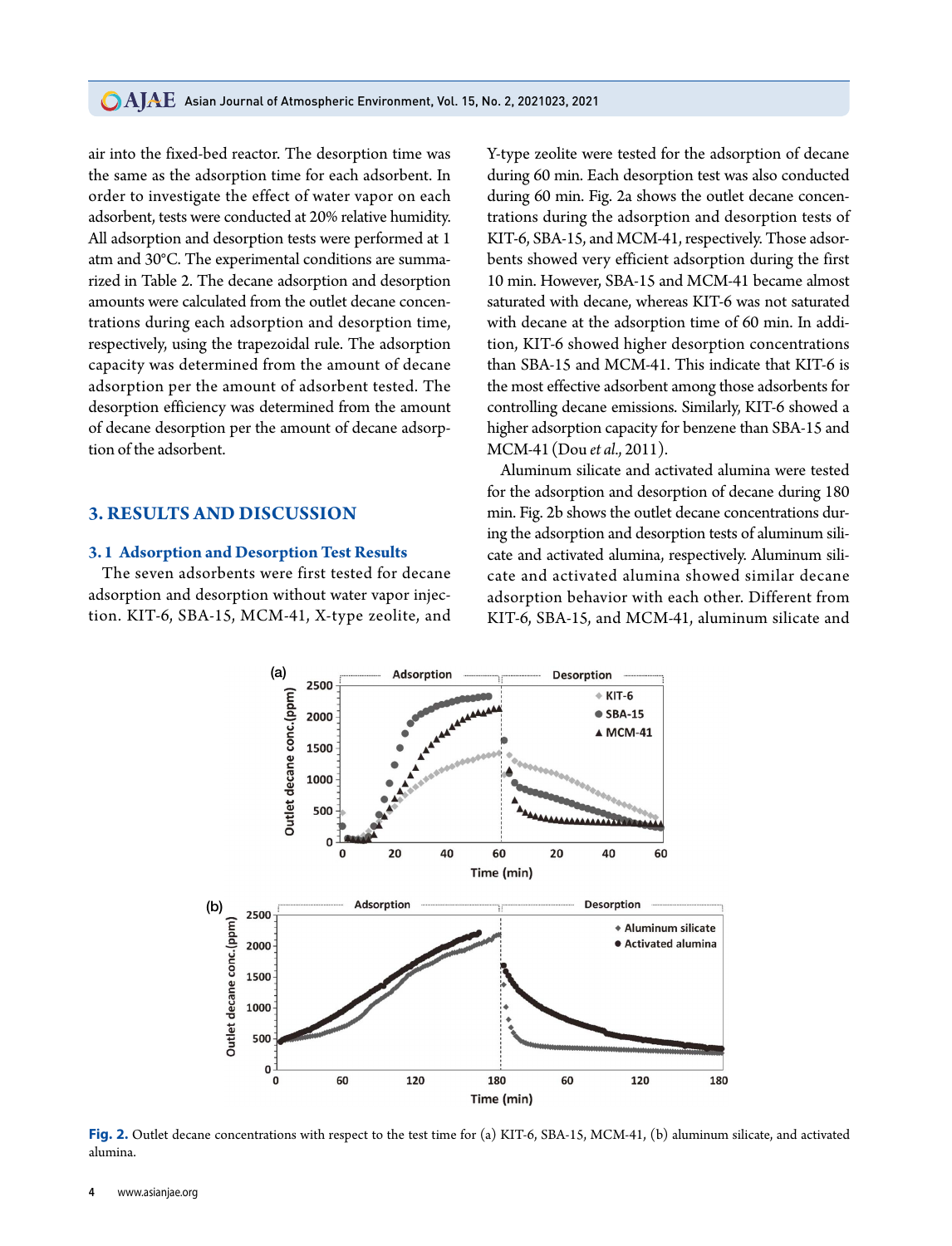air into the fixed-bed reactor. The desorption time was the same as the adsorption time for each adsorbent. In order to investigate the effect of water vapor on each adsorbent, tests were conducted at 20% relative humidity. All adsorption and desorption tests were performed at 1 atm and 30°C. The experimental conditions are summarized in Table 2. The decane adsorption and desorption amounts were calculated from the outlet decane concentrations during each adsorption and desorption time, respectively, using the trapezoidal rule. The adsorption capacity was determined from the amount of decane adsorption per the amount of adsorbent tested. The desorption efficiency was determined from the amount of decane desorption per the amount of decane adsorption of the adsorbent.

## 3. RESULTS AND DISCUSSION

### 3.1 Adsorption and Desorption Test Results

The seven adsorbents were first tested for decane adsorption and desorption without water vapor injection. KIT-6, SBA-15, MCM-41, X-type zeolite, and Y-type zeolite were tested for the adsorption of decane during 60 min. Each desorption test was also conducted during 60 min. Fig. 2a shows the outlet decane concentrations during the adsorption and desorption tests of KIT-6, SBA-15, and MCM-41, respectively. Those adsorbents showed very efficient adsorption during the first 10 min. However, SBA-15 and MCM-41 became almost saturated with decane, whereas KIT-6 was not saturated with decane at the adsorption time of 60 min. In addition, KIT-6 showed higher desorption concentrations than SBA-15 and MCM-41. This indicate that KIT-6 is the most effective adsorbent among those adsorbents for controlling decane emissions. Similarly, KIT-6 showed a higher adsorption capacity for benzene than SBA-15 and MCM-41 (Dou *et al*., 2011).

Aluminum silicate and activated alumina were tested for the adsorption and desorption of decane during 180 min. Fig. 2b shows the outlet decane concentrations during the adsorption and desorption tests of aluminum silicate and activated alumina, respectively. Aluminum silicate and activated alumina showed similar decane adsorption behavior with each other. Different from KIT-6, SBA-15, and MCM-41, aluminum silicate and

(a)
Adsorption
Desorption
KIT-6
SBA-15
MCM-41
Outlet decane conc.(ppm)
2500
2000
1500
1000
500
0
0 20 40 60 20 40 60
Time (min)

(b)
Adsorption
Desorption
Aluminum silicate
Activated alumina
Outlet decane conc.(ppm)
2500
2000
1500
1000
500
0
0 60 120 180 60 120 180
Time (min)

**Fig. 2.** Outlet decane concentrations with respect to the test time for (a) KIT-6, SBA-15, MCM-41, (b) aluminum silicate, and activated alumina.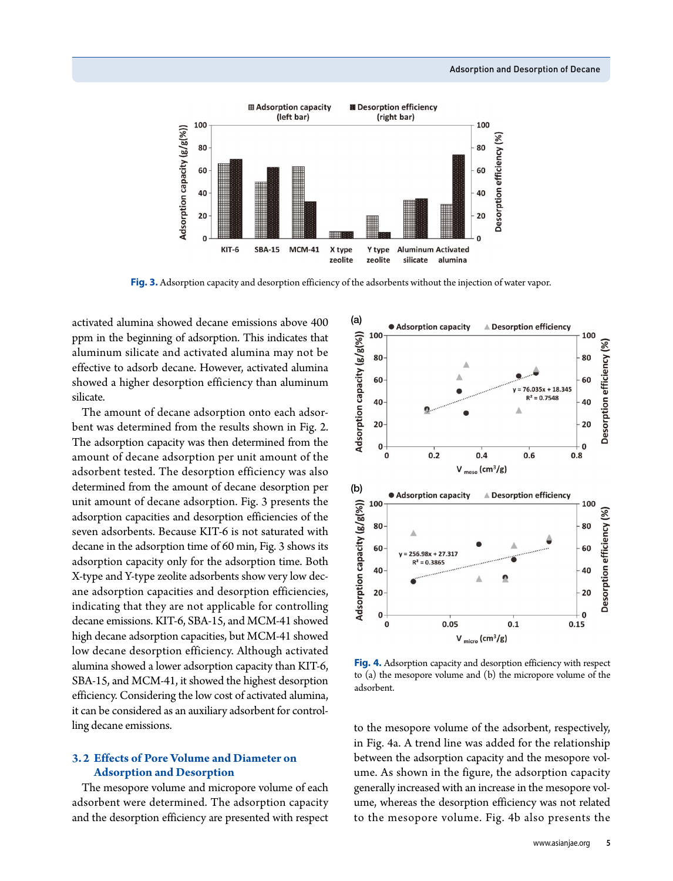Adsorption capacity (left bar)
Desorption efficiency (right bar)

Adsorption capacity (g/g(%))
Desorption efficiency (%)

0
20
40
60
80
100

KIT-6
SBA-15
MCM-41
X type zeolite
Y type zeolite
Aluminum silicate
Activated alumina

**Fig. 3.** Adsorption capacity and desorption efficiency of the adsorbents without the injection of water vapor.

activated alumina showed decane emissions above 400 ppm in the beginning of adsorption. This indicates that aluminum silicate and activated alumina may not be effective to adsorb decane. However, activated alumina showed a higher desorption efficiency than aluminum silicate.

The amount of decane adsorption onto each adsorbent was determined from the results shown in Fig. 2. The adsorption capacity was then determined from the amount of decane adsorption per unit amount of the adsorbent tested. The desorption efficiency was also determined from the amount of decane desorption per unit amount of decane adsorption. Fig. 3 presents the adsorption capacities and desorption efficiencies of the seven adsorbents. Because KIT-6 is not saturated with decane in the adsorption time of 60 min, Fig. 3 shows its adsorption capacity only for the adsorption time. Both X-type and Y-type zeolite adsorbents show very low decane adsorption capacities and desorption efficiencies, indicating that they are not applicable for controlling decane emissions. KIT-6, SBA-15, and MCM-41 showed high decane adsorption capacities, but MCM-41 showed low decane desorption efficiency. Although activated alumina showed a lower adsorption capacity than KIT-6, SBA-15, and MCM-41, it showed the highest desorption efficiency. Considering the low cost of activated alumina, it can be considered as an auxiliary adsorbent for controlling decane emissions.

### 3.2 Effects of Pore Volume and Diameter on Adsorption and Desorption

The mesopore volume and micropore volume of each adsorbent were determined. The adsorption capacity and the desorption efficiency are presented with respect

(a)

● Adsorption capacity ▲ Desorption efficiency

Adsorption capacity (g/g(%))
Desorption efficiency (%)

0
20
40
60
80
100

0
0.2
0.4
0.6
0.8

$y = 76.035x + 18.345$
$R^2 = 0.7548$

$V_{meso}$ ($cm^3/g$)

(b)

● Adsorption capacity ▲ Desorption efficiency

Adsorption capacity (g/g(%))
Desorption efficiency (%)

0
20
40
60
80
100

0
0.05
0.1
0.15

$y = 256.98x + 27.317$
$R^2 = 0.3865$

$V_{micro}$ ($cm^3/g$)

**Fig. 4.** Adsorption capacity and desorption efficiency with respect to (a) the mesopore volume and (b) the micropore volume of the adsorbent.

to the mesopore volume of the adsorbent, respectively, in Fig. 4a. A trend line was added for the relationship between the adsorption capacity and the mesopore volume. As shown in the figure, the adsorption capacity generally increased with an increase in the mesopore volume, whereas the desorption efficiency was not related to the mesopore volume. Fig. 4b also presents the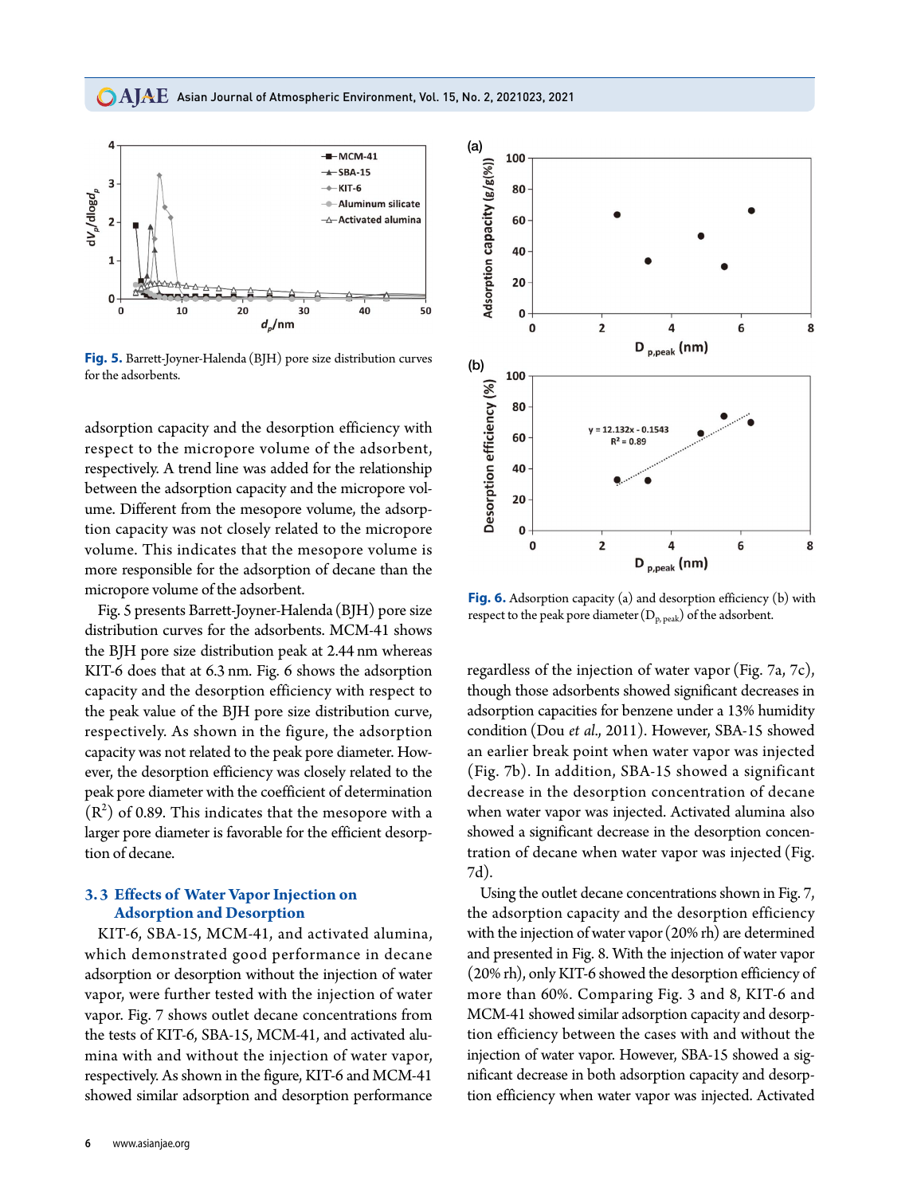4

3

2

1

0

0 10 20 30 40 50

$dV_p/d\log d_p$

$d_p$/nm

MCM-41
SBA-15
KIT-6
Aluminum silicate
Activated alumina

**Fig. 5.** Barrett-Joyner-Halenda (BJH) pore size distribution curves for the adsorbents.

adsorption capacity and the desorption efficiency with respect to the micropore volume of the adsorbent, respectively. A trend line was added for the relationship between the adsorption capacity and the micropore volume. Different from the mesopore volume, the adsorption capacity was not closely related to the micropore volume. This indicates that the mesopore volume is more responsible for the adsorption of decane than the micropore volume of the adsorbent.

Fig. 5 presents Barrett-Joyner-Halenda (BJH) pore size distribution curves for the adsorbents. MCM-41 shows the BJH pore size distribution peak at 2.44 nm whereas KIT-6 does that at 6.3 nm. Fig. 6 shows the adsorption capacity and the desorption efficiency with respect to the peak value of the BJH pore size distribution curve, respectively. As shown in the figure, the adsorption capacity was not related to the peak pore diameter. However, the desorption efficiency was closely related to the peak pore diameter with the coefficient of determination ($R^2$) of 0.89. This indicates that the mesopore with a larger pore diameter is favorable for the efficient desorption of decane.

### 3.3 Effects of Water Vapor Injection on Adsorption and Desorption

KIT-6, SBA-15, MCM-41, and activated alumina, which demonstrated good performance in decane adsorption or desorption without the injection of water vapor, were further tested with the injection of water vapor. Fig. 7 shows outlet decane concentrations from the tests of KIT-6, SBA-15, MCM-41, and activated alumina with and without the injection of water vapor, respectively. As shown in the figure, KIT-6 and MCM-41 showed similar adsorption and desorption performance

(a)

Adsorption capacity (g/g(%))

100
80
60
40
20
0

0 2 4 6 8

$D_{p,peak}$ (nm)

(b)

Desorption efficiency (%)

100
80
60
40
20
0

$y = 12.132x - 0.1543$
$R^2 = 0.89$

0 2 4 6 8

$D_{p,peak}$ (nm)

**Fig. 6.** Adsorption capacity (a) and desorption efficiency (b) with respect to the peak pore diameter ($D_{p,peak}$) of the adsorbent.

regardless of the injection of water vapor (Fig. 7a, 7c), though those adsorbents showed significant decreases in adsorption capacities for benzene under a 13% humidity condition (Dou *et al.*, 2011). However, SBA-15 showed an earlier break point when water vapor was injected (Fig. 7b). In addition, SBA-15 showed a significant decrease in the desorption concentration of decane when water vapor was injected. Activated alumina also showed a significant decrease in the desorption concentration of decane when water vapor was injected (Fig. 7d).

Using the outlet decane concentrations shown in Fig. 7, the adsorption capacity and the desorption efficiency with the injection of water vapor (20% rh) are determined and presented in Fig. 8. With the injection of water vapor (20% rh), only KIT-6 showed the desorption efficiency of more than 60%. Comparing Fig. 3 and 8, KIT-6 and MCM-41 showed similar adsorption capacity and desorption efficiency between the cases with and without the injection of water vapor. However, SBA-15 showed a significant decrease in both adsorption capacity and desorption efficiency when water vapor was injected. Activated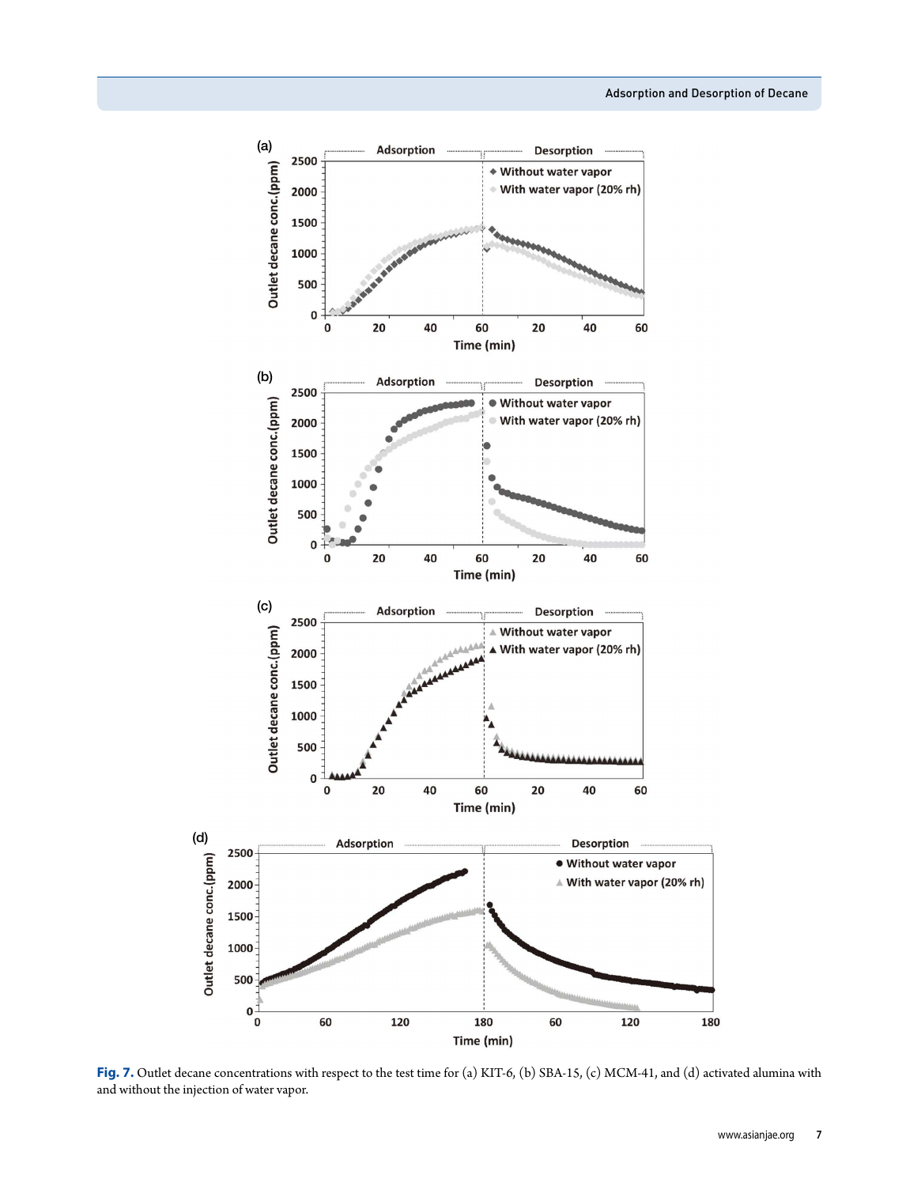(a)

Adsorption

Desorption

Outlet decane conc.(ppm)

2500
2000
1500
1000
500
0

0 20 40 60 20 40 60

Time (min)

Without water vapor

With water vapor (20% rh)

(b)

Adsorption

Desorption

Outlet decane conc.(ppm)

2500
2000
1500
1000
500
0

0 20 40 60 20 40 60

Time (min)

Without water vapor

With water vapor (20% rh)

(c)

Adsorption

Desorption

Outlet decane conc.(ppm)

2500
2000
1500
1000
500
0

0 20 40 60 20 40 60

Time (min)

Without water vapor

With water vapor (20% rh)

(d)

Adsorption

Desorption

Outlet decane conc.(ppm)

2500
2000
1500
1000
500
0

0 60 120 180 60 120 180

Time (min)

Without water vapor

With water vapor (20% rh)

**Fig. 7.** Outlet decane concentrations with respect to the test time for (a) KIT-6, (b) SBA-15, (c) MCM-41, and (d) activated alumina with and without the injection of water vapor.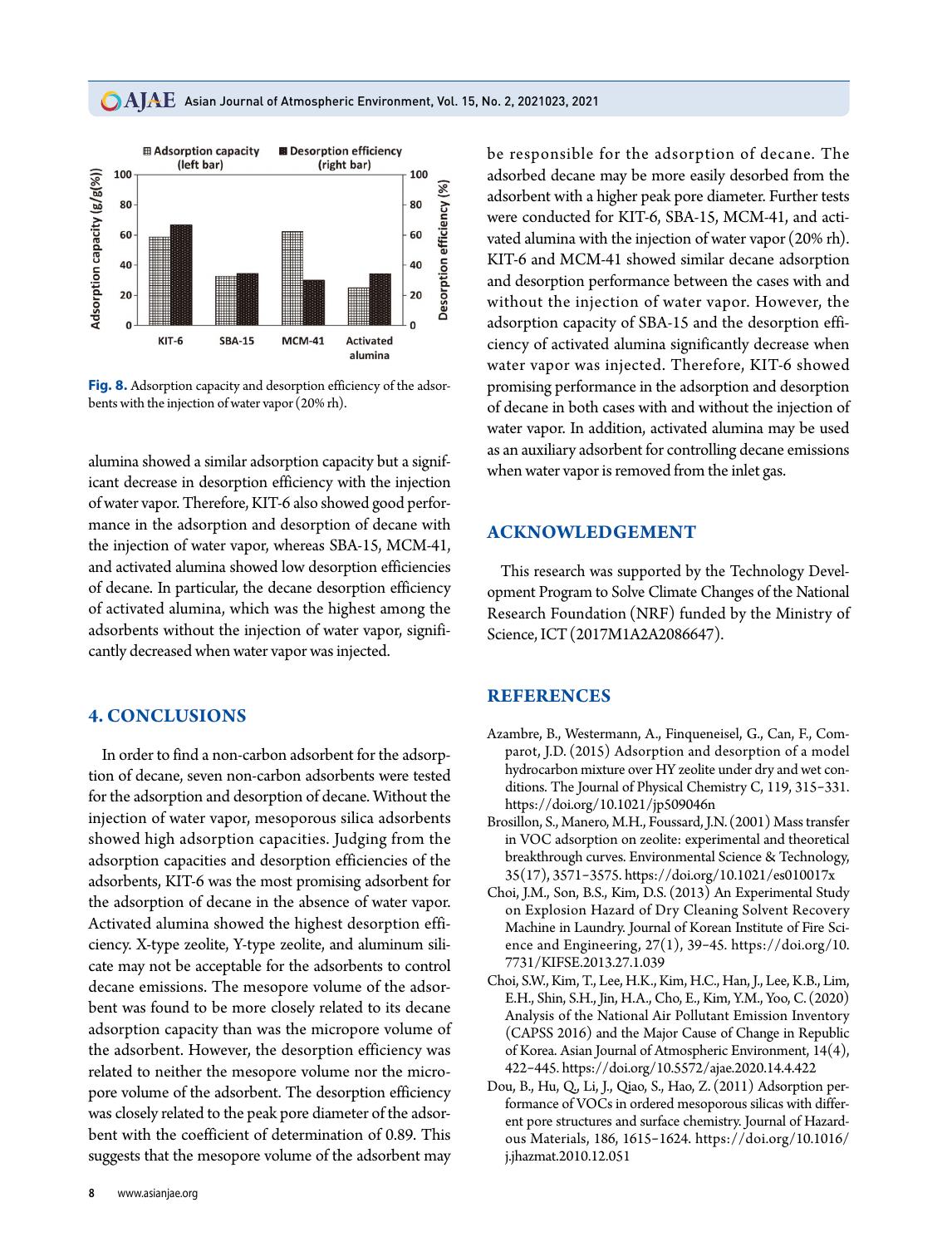Adsorption capacity (left bar)
Desorption efficiency (right bar)

Adsorption capacity (g/g(%))
Desorption efficiency (%)

100
80
60
40
20
0

KIT-6
SBA-15
MCM-41
Activated alumina

**Fig. 8.** Adsorption capacity and desorption efficiency of the adsorbents with the injection of water vapor (20% rh).

alumina showed a similar adsorption capacity but a significant decrease in desorption efficiency with the injection of water vapor. Therefore, KIT-6 also showed good performance in the adsorption and desorption of decane with the injection of water vapor, whereas SBA-15, MCM-41, and activated alumina showed low desorption efficiencies of decane. In particular, the decane desorption efficiency of activated alumina, which was the highest among the adsorbents without the injection of water vapor, significantly decreased when water vapor was injected.

## 4. CONCLUSIONS

In order to find a non-carbon adsorbent for the adsorption of decane, seven non-carbon adsorbents were tested for the adsorption and desorption of decane. Without the injection of water vapor, mesoporous silica adsorbents showed high adsorption capacities. Judging from the adsorption capacities and desorption efficiencies of the adsorbents, KIT-6 was the most promising adsorbent for the adsorption of decane in the absence of water vapor. Activated alumina showed the highest desorption efficiency. X-type zeolite, Y-type zeolite, and aluminum silicate may not be acceptable for the adsorbents to control decane emissions. The mesopore volume of the adsorbent was found to be more closely related to its decane adsorption capacity than was the micropore volume of the adsorbent. However, the desorption efficiency was related to neither the mesopore volume nor the micropore volume of the adsorbent. The desorption efficiency was closely related to the peak pore diameter of the adsorbent with the coefficient of determination of 0.89. This suggests that the mesopore volume of the adsorbent may be responsible for the adsorption of decane. The adsorbed decane may be more easily desorbed from the adsorbent with a higher peak pore diameter. Further tests were conducted for KIT-6, SBA-15, MCM-41, and activated alumina with the injection of water vapor (20% rh). KIT-6 and MCM-41 showed similar decane adsorption and desorption performance between the cases with and without the injection of water vapor. However, the adsorption capacity of SBA-15 and the desorption efficiency of activated alumina significantly decrease when water vapor was injected. Therefore, KIT-6 showed promising performance in the adsorption and desorption of decane in both cases with and without the injection of water vapor. In addition, activated alumina may be used as an auxiliary adsorbent for controlling decane emissions when water vapor is removed from the inlet gas.

## ACKNOWLEDGEMENT

This research was supported by the Technology Development Program to Solve Climate Changes of the National Research Foundation (NRF) funded by the Ministry of Science, ICT (2017M1A2A2086647).

## REFERENCES

Azambre, B., Westermann, A., Finqueneisel, G., Can, F., Comparot, J.D. (2015) Adsorption and desorption of a model hydrocarbon mixture over HY zeolite under dry and wet conditions. The Journal of Physical Chemistry C, 119, 315-331. https://doi.org/10.1021/jp509046n

Brosillon, S., Manero, M.H., Foussard, J.N. (2001) Mass transfer in VOC adsorption on zeolite: experimental and theoretical breakthrough curves. Environmental Science & Technology, 35(17), 3571-3575. https://doi.org/10.1021/es010017x

Choi, J.M., Son, B.S., Kim, D.S. (2013) An Experimental Study on Explosion Hazard of Dry Cleaning Solvent Recovery Machine in Laundry. Journal of Korean Institute of Fire Science and Engineering, 27(1), 39-45. https://doi.org/10.7731/KIFSE.2013.27.1.039

Choi, S.W., Kim, T., Lee, H.K., Kim, H.C., Han, J., Lee, K.B., Lim, E.H., Shin, S.H., Jin, H.A., Cho, E., Kim, Y.M., Yoo, C. (2020) Analysis of the National Air Pollutant Emission Inventory (CAPSS 2016) and the Major Cause of Change in Republic of Korea. Asian Journal of Atmospheric Environment, 14(4), 422-445. https://doi.org/10.5572/ajae.2020.14.4.422

Dou, B., Hu, Q., Li, J., Qiao, S., Hao, Z. (2011) Adsorption performance of VOCs in ordered mesoporous silicas with different pore structures and surface chemistry. Journal of Hazardous Materials, 186, 1615-1624. https://doi.org/10.1016/j.jhazmat.2010.12.051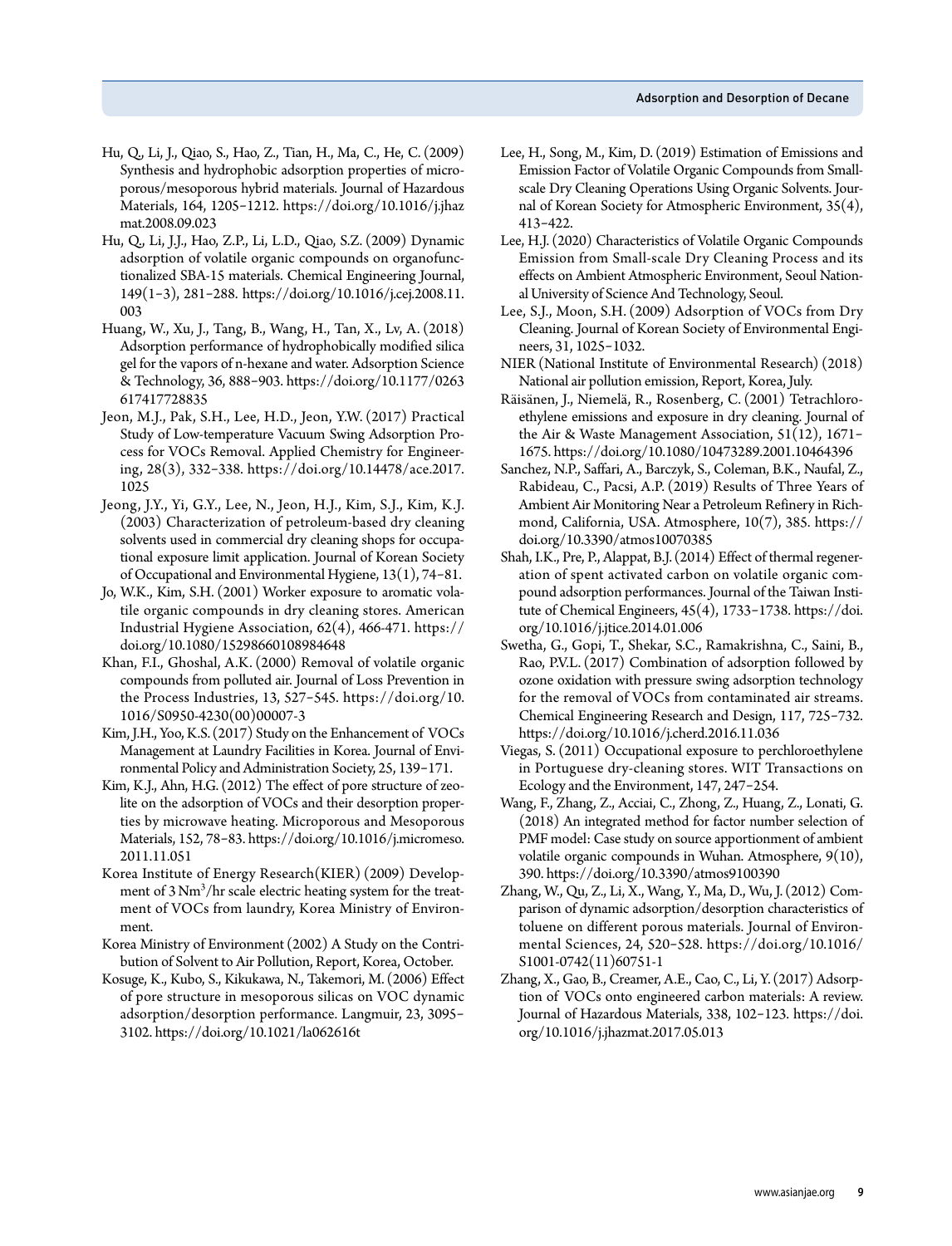Hu, Q., Li, J., Qiao, S., Hao, Z., Tian, H., Ma, C., He, C. (2009) Synthesis and hydrophobic adsorption properties of microporous/mesoporous hybrid materials. Journal of Hazardous Materials, 164, 1205-1212. https://doi.org/10.1016/j.jhazmat.2008.09.023

Hu, Q., Li, J.J., Hao, Z.P., Li, L.D., Qiao, S.Z. (2009) Dynamic adsorption of volatile organic compounds on organofunctionalized SBA-15 materials. Chemical Engineering Journal, 149(1-3), 281-288. https://doi.org/10.1016/j.cej.2008.11.003

Huang, W., Xu, J., Tang, B., Wang, H., Tan, X., Lv, A. (2018) Adsorption performance of hydrophobically modified silica gel for the vapors of n-hexane and water. Adsorption Science & Technology, 36, 888-903. https://doi.org/10.1177/0263617417728835

Jeon, M.J., Pak, S.H., Lee, H.D., Jeon, Y.W. (2017) Practical Study of Low-temperature Vacuum Swing Adsorption Process for VOCs Removal. Applied Chemistry for Engineering, 28(3), 332-338. https://doi.org/10.14478/ace.2017.1025

Jeong, J.Y., Yi, G.Y., Lee, N., Jeon, H.J., Kim, S.J., Kim, K.J. (2003) Characterization of petroleum-based dry cleaning solvents used in commercial dry cleaning shops for occupational exposure limit application. Journal of Korean Society of Occupational and Environmental Hygiene, 13(1), 74-81.

Jo, W.K., Kim, S.H. (2001) Worker exposure to aromatic volatile organic compounds in dry cleaning stores. American Industrial Hygiene Association, 62(4), 466-471. https://doi.org/10.1080/15298660108984648

Khan, F.I., Ghoshal, A.K. (2000) Removal of volatile organic compounds from polluted air. Journal of Loss Prevention in the Process Industries, 13, 527-545. https://doi.org/10.1016/S0950-4230(00)00007-3

Kim, J.H., Yoo, K.S. (2017) Study on the Enhancement of VOCs Management at Laundry Facilities in Korea. Journal of Environmental Policy and Administration Society, 25, 139-171.

Kim, K.J., Ahn, H.G. (2012) The effect of pore structure of zeolite on the adsorption of VOCs and their desorption properties by microwave heating. Microporous and Mesoporous Materials, 152, 78-83. https://doi.org/10.1016/j.micromeso.2011.11.051

Korea Institute of Energy Research(KIER) (2009) Development of 3 $Nm^3$/hr scale electric heating system for the treatment of VOCs from laundry, Korea Ministry of Environment.

Korea Ministry of Environment (2002) A Study on the Contribution of Solvent to Air Pollution, Report, Korea, October.

Kosuge, K., Kubo, S., Kikukawa, N., Takemori, M. (2006) Effect of pore structure in mesoporous silicas on VOC dynamic adsorption/desorption performance. Langmuir, 23, 3095-3102. https://doi.org/10.1021/la062616t

Lee, H., Song, M., Kim, D. (2019) Estimation of Emissions and Emission Factor of Volatile Organic Compounds from Small-scale Dry Cleaning Operations Using Organic Solvents. Journal of Korean Society for Atmospheric Environment, 35(4), 413-422.

Lee, H.J. (2020) Characteristics of Volatile Organic Compounds Emission from Small-scale Dry Cleaning Process and its effects on Ambient Atmospheric Environment, Seoul National University of Science And Technology, Seoul.

Lee, S.J., Moon, S.H. (2009) Adsorption of VOCs from Dry Cleaning. Journal of Korean Society of Environmental Engineers, 31, 1025-1032.

NIER (National Institute of Environmental Research) (2018) National air pollution emission, Report, Korea, July.

Räisänen, J., Niemelä, R., Rosenberg, C. (2001) Tetrachloroethylene emissions and exposure in dry cleaning. Journal of the Air & Waste Management Association, 51(12), 1671-1675. https://doi.org/10.1080/10473289.2001.10464396

Sanchez, N.P., Saffari, A., Barczyk, S., Coleman, B.K., Naufal, Z., Rabideau, C., Pacsi, A.P. (2019) Results of Three Years of Ambient Air Monitoring Near a Petroleum Refinery in Richmond, California, USA. Atmosphere, 10(7), 385. https://doi.org/10.3390/atmos10070385

Shah, I.K., Pre, P., Alappat, B.J. (2014) Effect of thermal regeneration of spent activated carbon on volatile organic compound adsorption performances. Journal of the Taiwan Institute of Chemical Engineers, 45(4), 1733-1738. https://doi.org/10.1016/j.jtice.2014.01.006

Swetha, G., Gopi, T., Shekar, S.C., Ramakrishna, C., Saini, B., Rao, P.V.L. (2017) Combination of adsorption followed by ozone oxidation with pressure swing adsorption technology for the removal of VOCs from contaminated air streams. Chemical Engineering Research and Design, 117, 725-732. https://doi.org/10.1016/j.cherd.2016.11.036

Viegas, S. (2011) Occupational exposure to perchloroethylene in Portuguese dry-cleaning stores. WIT Transactions on Ecology and the Environment, 147, 247-254.

Wang, F., Zhang, Z., Acciai, C., Zhong, Z., Huang, Z., Lonati, G. (2018) An integrated method for factor number selection of PMF model: Case study on source apportionment of ambient volatile organic compounds in Wuhan. Atmosphere, 9(10), 390. https://doi.org/10.3390/atmos9100390

Zhang, W., Qu, Z., Li, X., Wang, Y., Ma, D., Wu, J. (2012) Comparison of dynamic adsorption/desorption characteristics of toluene on different porous materials. Journal of Environmental Sciences, 24, 520-528. https://doi.org/10.1016/S1001-0742(11)60751-1

Zhang, X., Gao, B., Creamer, A.E., Cao, C., Li, Y. (2017) Adsorption of VOCs onto engineered carbon materials: A review. Journal of Hazardous Materials, 338, 102-123. https://doi.org/10.1016/j.jhazmat.2017.05.013